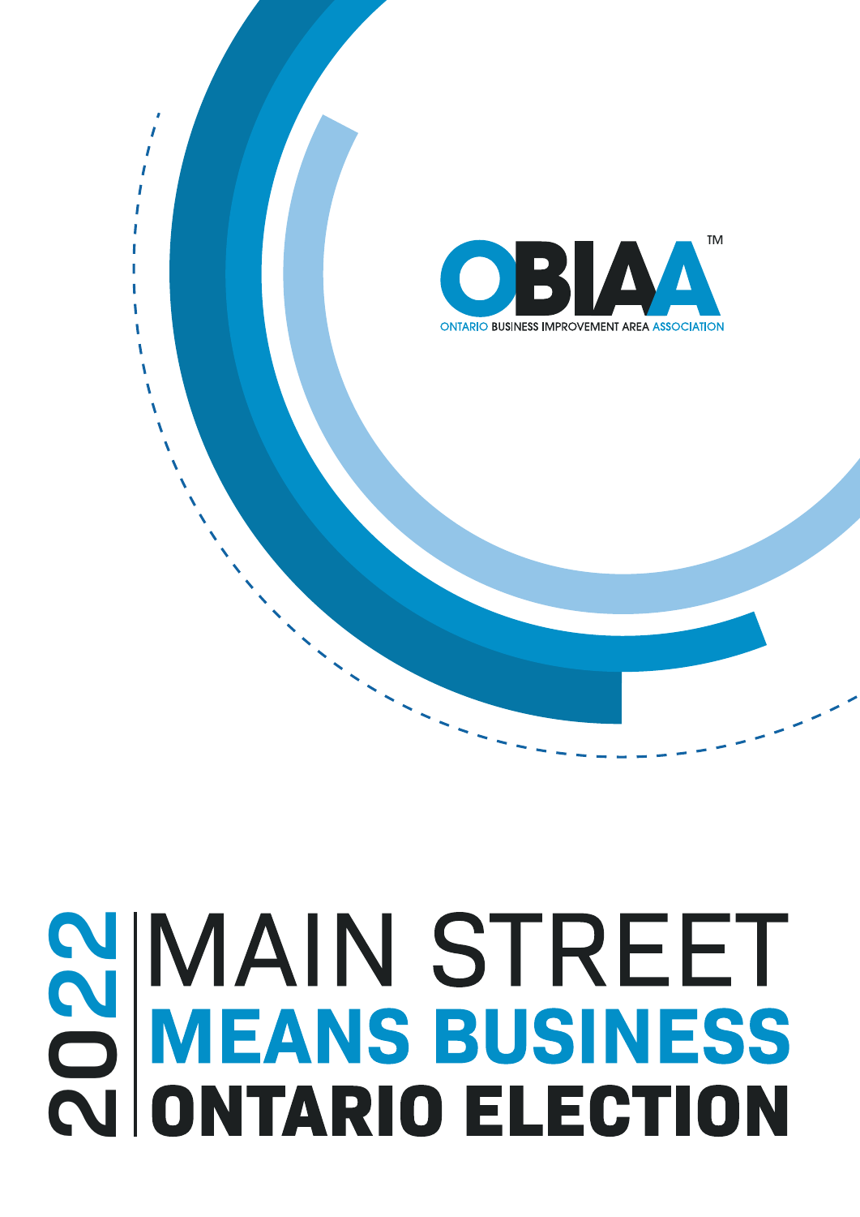OBIAA™

ONTARIO BUSINESS IMPROVEMENT AREA ASSOCIATION

# 2022 MAIN STREET MEANS BUSINESS ONTARIO ELECTION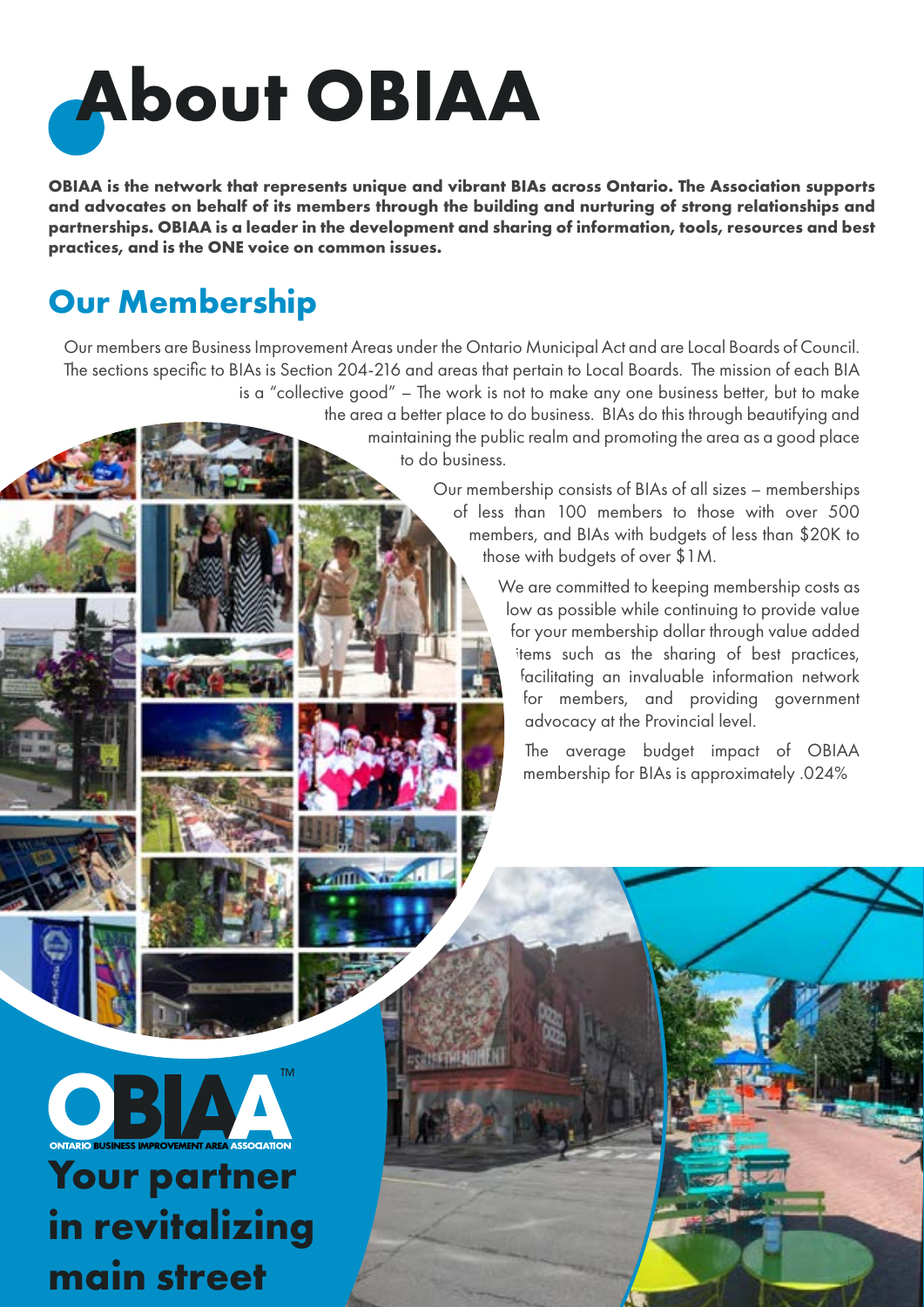# About OBIAA

**OBIAA is the network that represents unique and vibrant BIAs across Ontario. The Association supports and advocates on behalf of its members through the building and nurturing of strong relationships and partnerships. OBIAA is a leader in the development and sharing of information, tools, resources and best practices, and is the ONE voice on common issues.**

## Our Membership

Our members are Business Improvement Areas under the Ontario Municipal Act and are Local Boards of Council. The sections specific to BIAs is Section 204-216 and areas that pertain to Local Boards. The mission of each BIA is a "collective good" – The work is not to make any one business better, but to make the area a better place to do business. BIAs do this through beautifying and maintaining the public realm and promoting the area as a good place to do business.

Our membership consists of BIAs of all sizes – memberships of less than 100 members to those with over 500 members, and BIAs with budgets of less than $20K to those with budgets of over $1M.

We are committed to keeping membership costs as low as possible while continuing to provide value for your membership dollar through value added items such as the sharing of best practices, facilitating an invaluable information network for members, and providing government advocacy at the Provincial level.

The average budget impact of OBIAA membership for BIAs is approximately .024%

OBIAA™

ONTARIO BUSINESS IMPROVEMENT AREA ASSOCIATION

**Your partner in revitalizing main street**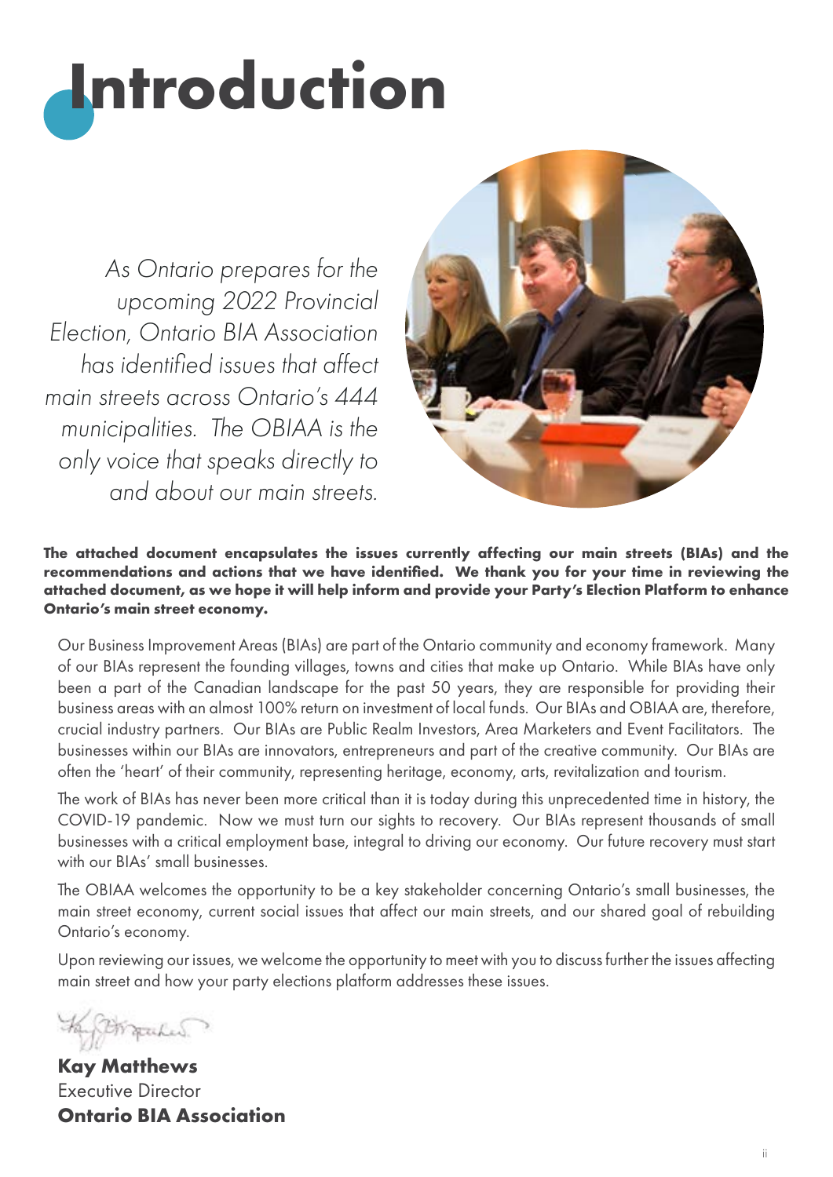# Introduction

*As Ontario prepares for the upcoming 2022 Provincial Election, Ontario BIA Association has identified issues that affect main streets across Ontario's 444 municipalities. The OBIAA is the only voice that speaks directly to and about our main streets.*

**The attached document encapsulates the issues currently affecting our main streets (BIAs) and the recommendations and actions that we have identified. We thank you for your time in reviewing the attached document, as we hope it will help inform and provide your Party's Election Platform to enhance Ontario's main street economy.**

Our Business Improvement Areas (BIAs) are part of the Ontario community and economy framework. Many of our BIAs represent the founding villages, towns and cities that make up Ontario. While BIAs have only been a part of the Canadian landscape for the past 50 years, they are responsible for providing their business areas with an almost 100% return on investment of local funds. Our BIAs and OBIAA are, therefore, crucial industry partners. Our BIAs are Public Realm Investors, Area Marketers and Event Facilitators. The businesses within our BIAs are innovators, entrepreneurs and part of the creative community. Our BIAs are often the 'heart' of their community, representing heritage, economy, arts, revitalization and tourism.

The work of BIAs has never been more critical than it is today during this unprecedented time in history, the COVID-19 pandemic. Now we must turn our sights to recovery. Our BIAs represent thousands of small businesses with a critical employment base, integral to driving our economy. Our future recovery must start with our BIAs' small businesses.

The OBIAA welcomes the opportunity to be a key stakeholder concerning Ontario's small businesses, the main street economy, current social issues that affect our main streets, and our shared goal of rebuilding Ontario's economy.

Upon reviewing our issues, we welcome the opportunity to meet with you to discuss further the issues affecting main street and how your party elections platform addresses these issues.

**Kay Matthews**
Executive Director
**Ontario BIA Association**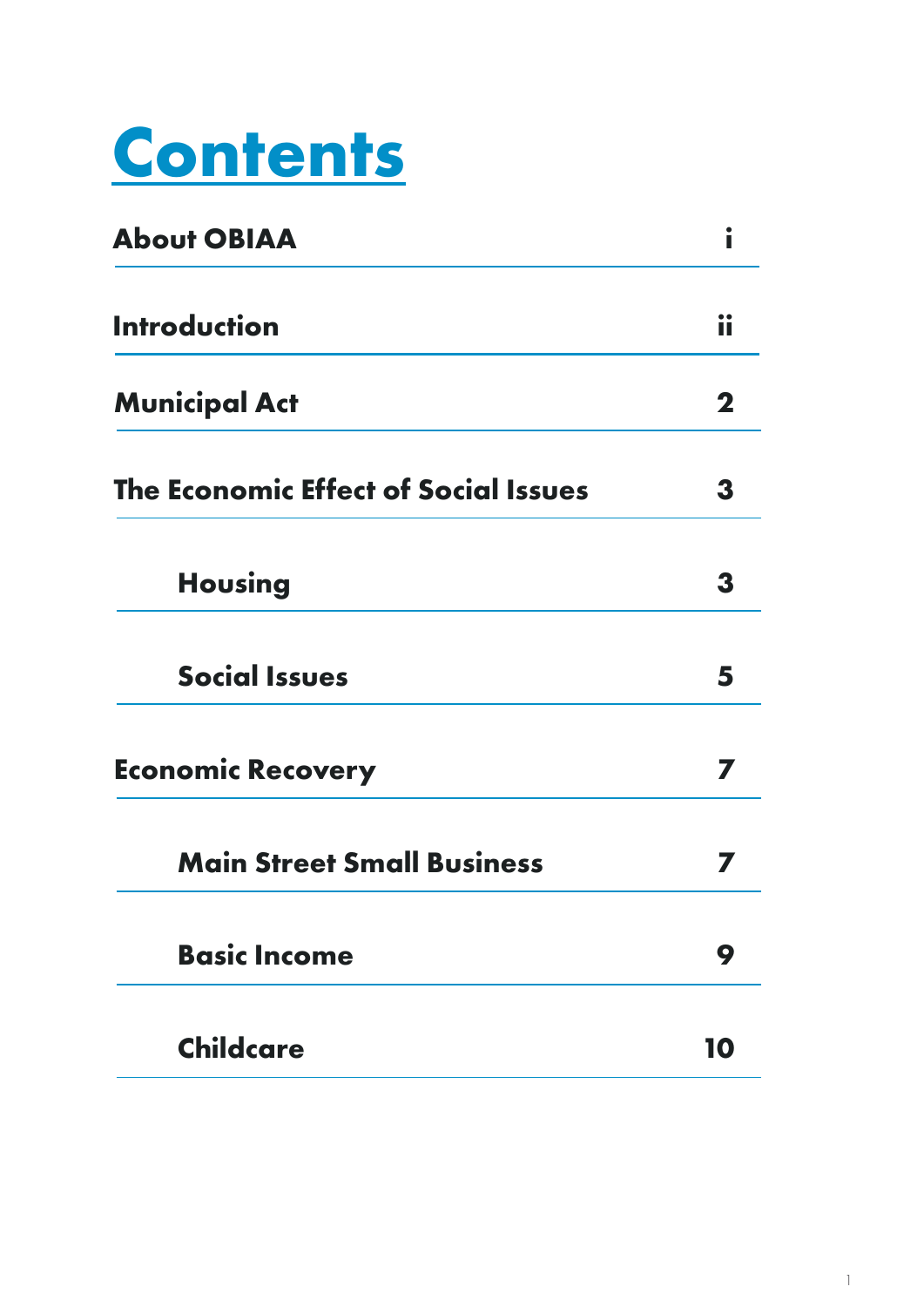# Contents

| | |
|---|---|
| **About OBIAA** | **i** |
| **Introduction** | **ii** |
| **Municipal Act** | **2** |
| **The Economic Effect of Social Issues** | **3** |
| &nbsp;&nbsp;&nbsp;&nbsp;**Housing** | **3** |
| &nbsp;&nbsp;&nbsp;&nbsp;**Social Issues** | **5** |
| **Economic Recovery** | **7** |
| &nbsp;&nbsp;&nbsp;&nbsp;**Main Street Small Business** | **7** |
| &nbsp;&nbsp;&nbsp;&nbsp;**Basic Income** | **9** |
| &nbsp;&nbsp;&nbsp;&nbsp;**Childcare** | **10** |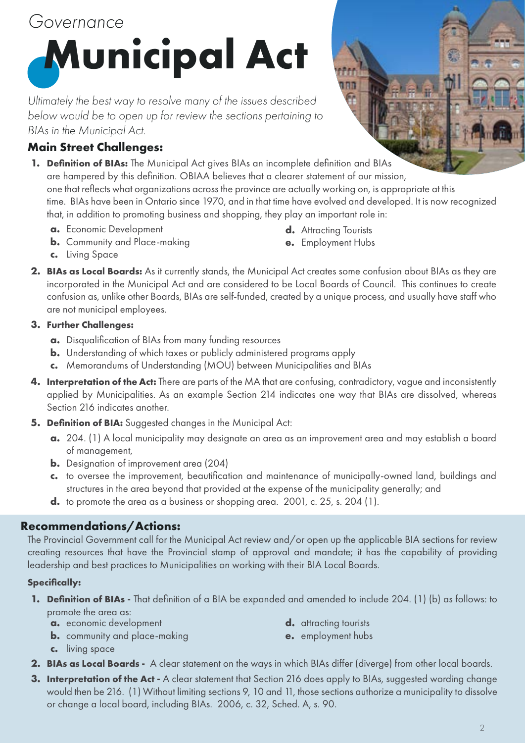*Governance*

# Municipal Act

*Ultimately the best way to resolve many of the issues described below would be to open up for review the sections pertaining to BIAs in the Municipal Act.*

## Main Street Challenges:

1. **Definition of BIAs:** The Municipal Act gives BIAs an incomplete definition and BIAs are hampered by this definition. OBIAA believes that a clearer statement of our mission, one that reflects what organizations across the province are actually working on, is appropriate at this time. BIAs have been in Ontario since 1970, and in that time have evolved and developed. It is now recognized that, in addition to promoting business and shopping, they play an important role in:
   - **a.** Economic Development
   - **b.** Community and Place-making
   - **c.** Living Space
   - **d.** Attracting Tourists
   - **e.** Employment Hubs
2. **BIAs as Local Boards:** As it currently stands, the Municipal Act creates some confusion about BIAs as they are incorporated in the Municipal Act and are considered to be Local Boards of Council. This continues to create confusion as, unlike other Boards, BIAs are self-funded, created by a unique process, and usually have staff who are not municipal employees.
3. **Further Challenges:**
   - **a.** Disqualification of BIAs from many funding resources
   - **b.** Understanding of which taxes or publicly administered programs apply
   - **c.** Memorandums of Understanding (MOU) between Municipalities and BIAs
4. **Interpretation of the Act:** There are parts of the MA that are confusing, contradictory, vague and inconsistently applied by Municipalities. As an example Section 214 indicates one way that BIAs are dissolved, whereas Section 216 indicates another.
5. **Definition of BIA:** Suggested changes in the Municipal Act:
   - **a.** 204. (1) A local municipality may designate an area as an improvement area and may establish a board of management,
   - **b.** Designation of improvement area (204)
   - **c.** to oversee the improvement, beautification and maintenance of municipally-owned land, buildings and structures in the area beyond that provided at the expense of the municipality generally; and
   - **d.** to promote the area as a business or shopping area. 2001, c. 25, s. 204 (1).

## Recommendations/Actions:

The Provincial Government call for the Municipal Act review and/or open up the applicable BIA sections for review creating resources that have the Provincial stamp of approval and mandate; it has the capability of providing leadership and best practices to Municipalities on working with their BIA Local Boards.

**Specifically:**

1. **Definition of BIAs -** That definition of a BIA be expanded and amended to include 204. (1) (b) as follows: to promote the area as:
   - **a.** economic development
   - **b.** community and place-making
   - **c.** living space
   - **d.** attracting tourists
   - **e.** employment hubs
2. **BIAs as Local Boards -** A clear statement on the ways in which BIAs differ (diverge) from other local boards.
3. **Interpretation of the Act -** A clear statement that Section 216 does apply to BIAs, suggested wording change would then be 216. (1) Without limiting sections 9, 10 and 11, those sections authorize a municipality to dissolve or change a local board, including BIAs. 2006, c. 32, Sched. A, s. 90.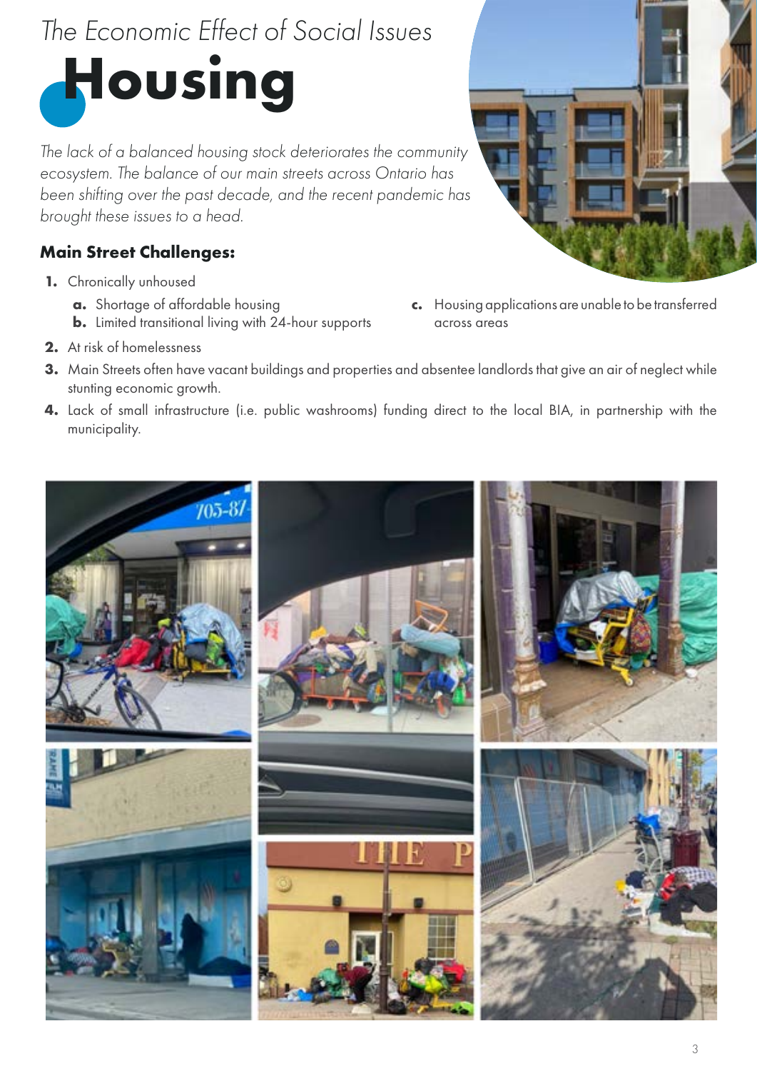*The Economic Effect of Social Issues*

# Housing

*The lack of a balanced housing stock deteriorates the community ecosystem. The balance of our main streets across Ontario has been shifting over the past decade, and the recent pandemic has brought these issues to a head.*

### Main Street Challenges:

1. Chronically unhoused
   a. Shortage of affordable housing
   b. Limited transitional living with 24-hour supports
   c. Housing applications are unable to be transferred across areas
2. At risk of homelessness
3. Main Streets often have vacant buildings and properties and absentee landlords that give an air of neglect while stunting economic growth.
4. Lack of small infrastructure (i.e. public washrooms) funding direct to the local BIA, in partnership with the municipality.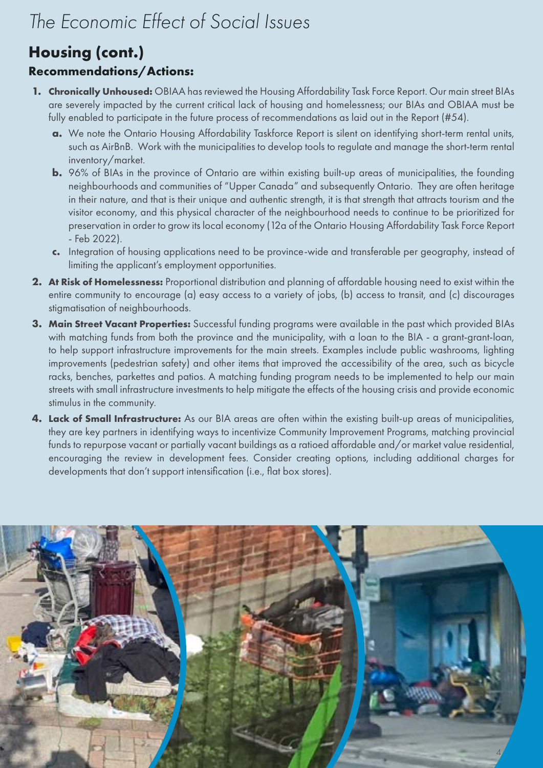# The Economic Effect of Social Issues

## Housing (cont.)

### Recommendations/Actions:

1. **Chronically Unhoused:** OBIAA has reviewed the Housing Affordability Task Force Report. Our main street BIAs are severely impacted by the current critical lack of housing and homelessness; our BIAs and OBIAA must be fully enabled to participate in the future process of recommendations as laid out in the Report (#54).
   a. We note the Ontario Housing Affordability Taskforce Report is silent on identifying short-term rental units, such as AirBnB. Work with the municipalities to develop tools to regulate and manage the short-term rental inventory/market.
   b. 96% of BIAs in the province of Ontario are within existing built-up areas of municipalities, the founding neighbourhoods and communities of "Upper Canada" and subsequently Ontario. They are often heritage in their nature, and that is their unique and authentic strength, it is that strength that attracts tourism and the visitor economy, and this physical character of the neighbourhood needs to continue to be prioritized for preservation in order to grow its local economy (12a of the Ontario Housing Affordability Task Force Report - Feb 2022).
   c. Integration of housing applications need to be province-wide and transferable per geography, instead of limiting the applicant's employment opportunities.
2. **At Risk of Homelessness:** Proportional distribution and planning of affordable housing need to exist within the entire community to encourage (a) easy access to a variety of jobs, (b) access to transit, and (c) discourages stigmatisation of neighbourhoods.
3. **Main Street Vacant Properties:** Successful funding programs were available in the past which provided BIAs with matching funds from both the province and the municipality, with a loan to the BIA - a grant-grant-loan, to help support infrastructure improvements for the main streets. Examples include public washrooms, lighting improvements (pedestrian safety) and other items that improved the accessibility of the area, such as bicycle racks, benches, parkettes and patios. A matching funding program needs to be implemented to help our main streets with small infrastructure investments to help mitigate the effects of the housing crisis and provide economic stimulus in the community.
4. **Lack of Small Infrastructure:** As our BIA areas are often within the existing built-up areas of municipalities, they are key partners in identifying ways to incentivize Community Improvement Programs, matching provincial funds to repurpose vacant or partially vacant buildings as a ratioed affordable and/or market value residential, encouraging the review in development fees. Consider creating options, including additional charges for developments that don't support intensification (i.e., flat box stores).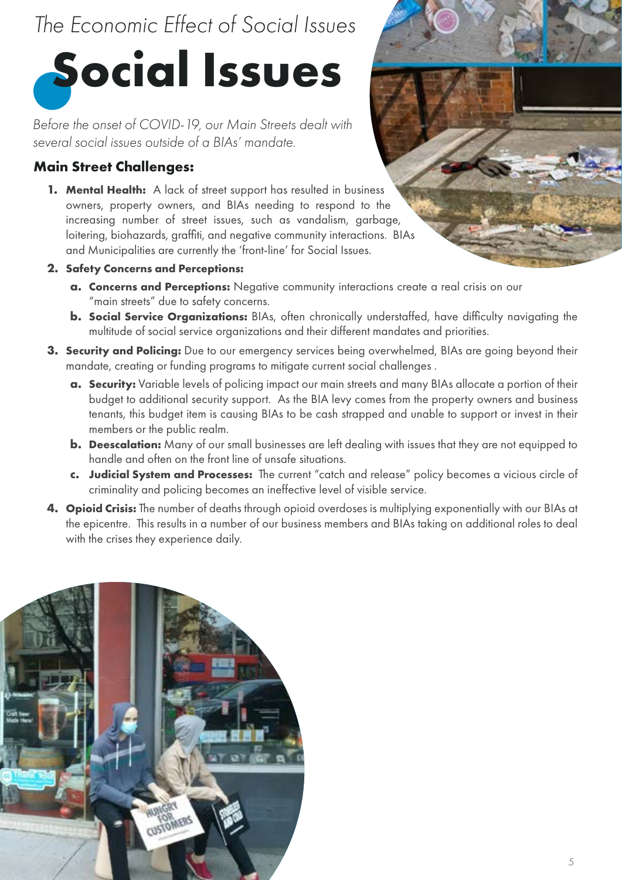*The Economic Effect of Social Issues*

# Social Issues

*Before the onset of COVID-19, our Main Streets dealt with several social issues outside of a BIAs' mandate.*

## Main Street Challenges:

1. **Mental Health:** A lack of street support has resulted in business owners, property owners, and BIAs needing to respond to the increasing number of street issues, such as vandalism, garbage, loitering, biohazards, graffiti, and negative community interactions. BIAs and Municipalities are currently the 'front-line' for Social Issues.
2. **Safety Concerns and Perceptions:**
   a. **Concerns and Perceptions:** Negative community interactions create a real crisis on our "main streets" due to safety concerns.
   b. **Social Service Organizations:** BIAs, often chronically understaffed, have difficulty navigating the multitude of social service organizations and their different mandates and priorities.
3. **Security and Policing:** Due to our emergency services being overwhelmed, BIAs are going beyond their mandate, creating or funding programs to mitigate current social challenges .
   a. **Security:** Variable levels of policing impact our main streets and many BIAs allocate a portion of their budget to additional security support. As the BIA levy comes from the property owners and business tenants, this budget item is causing BIAs to be cash strapped and unable to support or invest in their members or the public realm.
   b. **Deescalation:** Many of our small businesses are left dealing with issues that they are not equipped to handle and often on the front line of unsafe situations.
   c. **Judicial System and Processes:** The current "catch and release" policy becomes a vicious circle of criminality and policing becomes an ineffective level of visible service.
4. **Opioid Crisis:** The number of deaths through opioid overdoses is multiplying exponentially with our BIAs at the epicentre. This results in a number of our business members and BIAs taking on additional roles to deal with the crises they experience daily.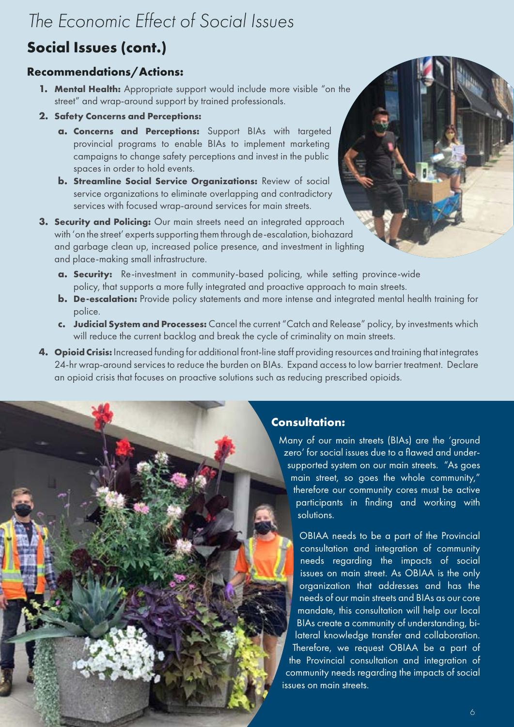# The Economic Effect of Social Issues

## Social Issues (cont.)

### Recommendations/Actions:

1. **Mental Health:** Appropriate support would include more visible "on the street" and wrap-around support by trained professionals.
2. **Safety Concerns and Perceptions:**
   a. **Concerns and Perceptions:** Support BIAs with targeted provincial programs to enable BIAs to implement marketing campaigns to change safety perceptions and invest in the public spaces in order to hold events.
   b. **Streamline Social Service Organizations:** Review of social service organizations to eliminate overlapping and contradictory services with focused wrap-around services for main streets.
3. **Security and Policing:** Our main streets need an integrated approach with 'on the street' experts supporting them through de-escalation, biohazard and garbage clean up, increased police presence, and investment in lighting and place-making small infrastructure.
   a. **Security:** Re-investment in community-based policing, while setting province-wide policy, that supports a more fully integrated and proactive approach to main streets.
   b. **De-escalation:** Provide policy statements and more intense and integrated mental health training for police.
   c. **Judicial System and Processes:** Cancel the current "Catch and Release" policy, by investments which will reduce the current backlog and break the cycle of criminality on main streets.
4. **Opioid Crisis:** Increased funding for additional front-line staff providing resources and training that integrates 24-hr wrap-around services to reduce the burden on BIAs. Expand access to low barrier treatment. Declare an opioid crisis that focuses on proactive solutions such as reducing prescribed opioids.

### Consultation:

Many of our main streets (BIAs) are the 'ground zero' for social issues due to a flawed and under-supported system on our main streets. "As goes main street, so goes the whole community," therefore our community cores must be active participants in finding and working with solutions.

OBIAA needs to be a part of the Provincial consultation and integration of community needs regarding the impacts of social issues on main street. As OBIAA is the only organization that addresses and has the needs of our main streets and BIAs as our core mandate, this consultation will help our local BIAs create a community of understanding, bi-lateral knowledge transfer and collaboration. Therefore, we request OBIAA be a part of the Provincial consultation and integration of community needs regarding the impacts of social issues on main streets.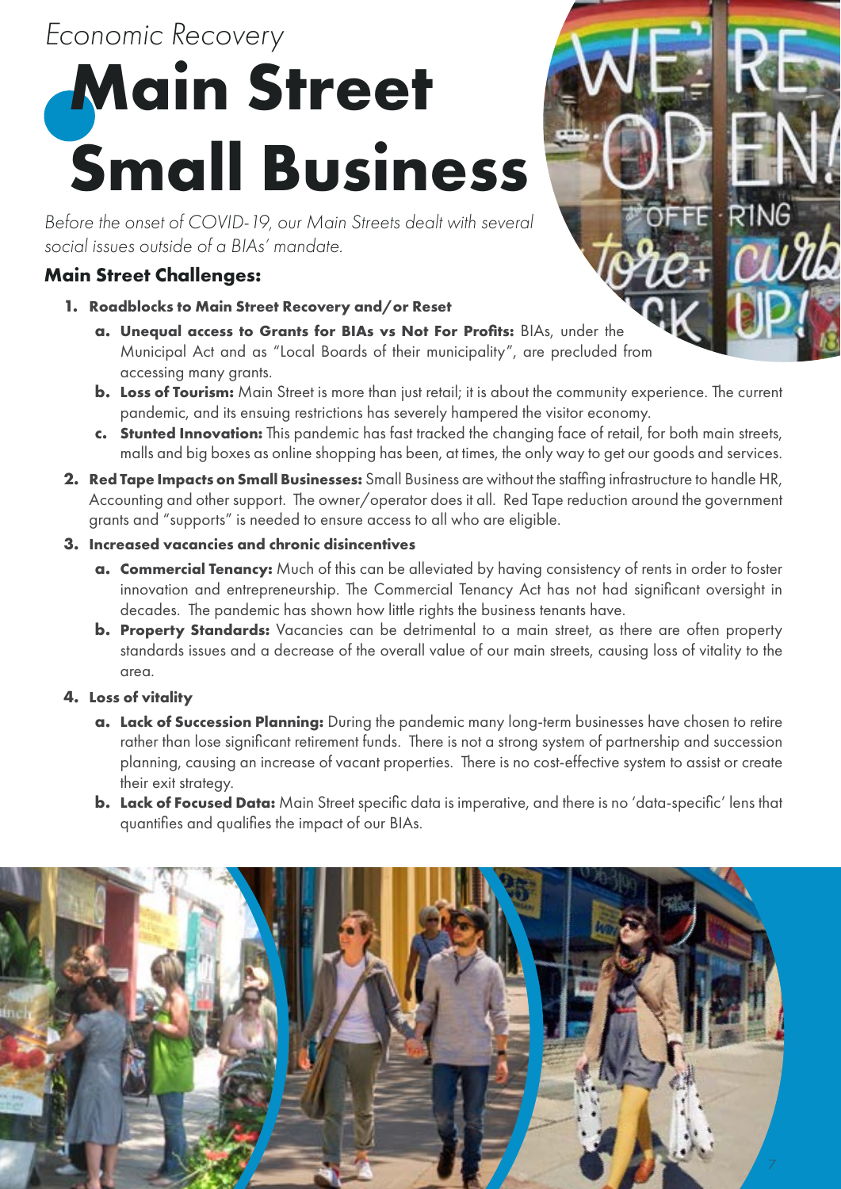*Economic Recovery*

# Main Street Small Business

*Before the onset of COVID-19, our Main Streets dealt with several social issues outside of a BIAs' mandate.*

### Main Street Challenges:

1. **Roadblocks to Main Street Recovery and/or Reset**
   a. **Unequal access to Grants for BIAs vs Not For Profits:** BIAs, under the Municipal Act and as "Local Boards of their municipality", are precluded from accessing many grants.
   b. **Loss of Tourism:** Main Street is more than just retail; it is about the community experience. The current pandemic, and its ensuing restrictions has severely hampered the visitor economy.
   c. **Stunted Innovation:** This pandemic has fast tracked the changing face of retail, for both main streets, malls and big boxes as online shopping has been, at times, the only way to get our goods and services.
2. **Red Tape Impacts on Small Businesses:** Small Business are without the staffing infrastructure to handle HR, Accounting and other support. The owner/operator does it all. Red Tape reduction around the government grants and "supports" is needed to ensure access to all who are eligible.
3. **Increased vacancies and chronic disincentives**
   a. **Commercial Tenancy:** Much of this can be alleviated by having consistency of rents in order to foster innovation and entrepreneurship. The Commercial Tenancy Act has not had significant oversight in decades. The pandemic has shown how little rights the business tenants have.
   b. **Property Standards:** Vacancies can be detrimental to a main street, as there are often property standards issues and a decrease of the overall value of our main streets, causing loss of vitality to the area.
4. **Loss of vitality**
   a. **Lack of Succession Planning:** During the pandemic many long-term businesses have chosen to retire rather than lose significant retirement funds. There is not a strong system of partnership and succession planning, causing an increase of vacant properties. There is no cost-effective system to assist or create their exit strategy.
   b. **Lack of Focused Data:** Main Street specific data is imperative, and there is no 'data-specific' lens that quantifies and qualifies the impact of our BIAs.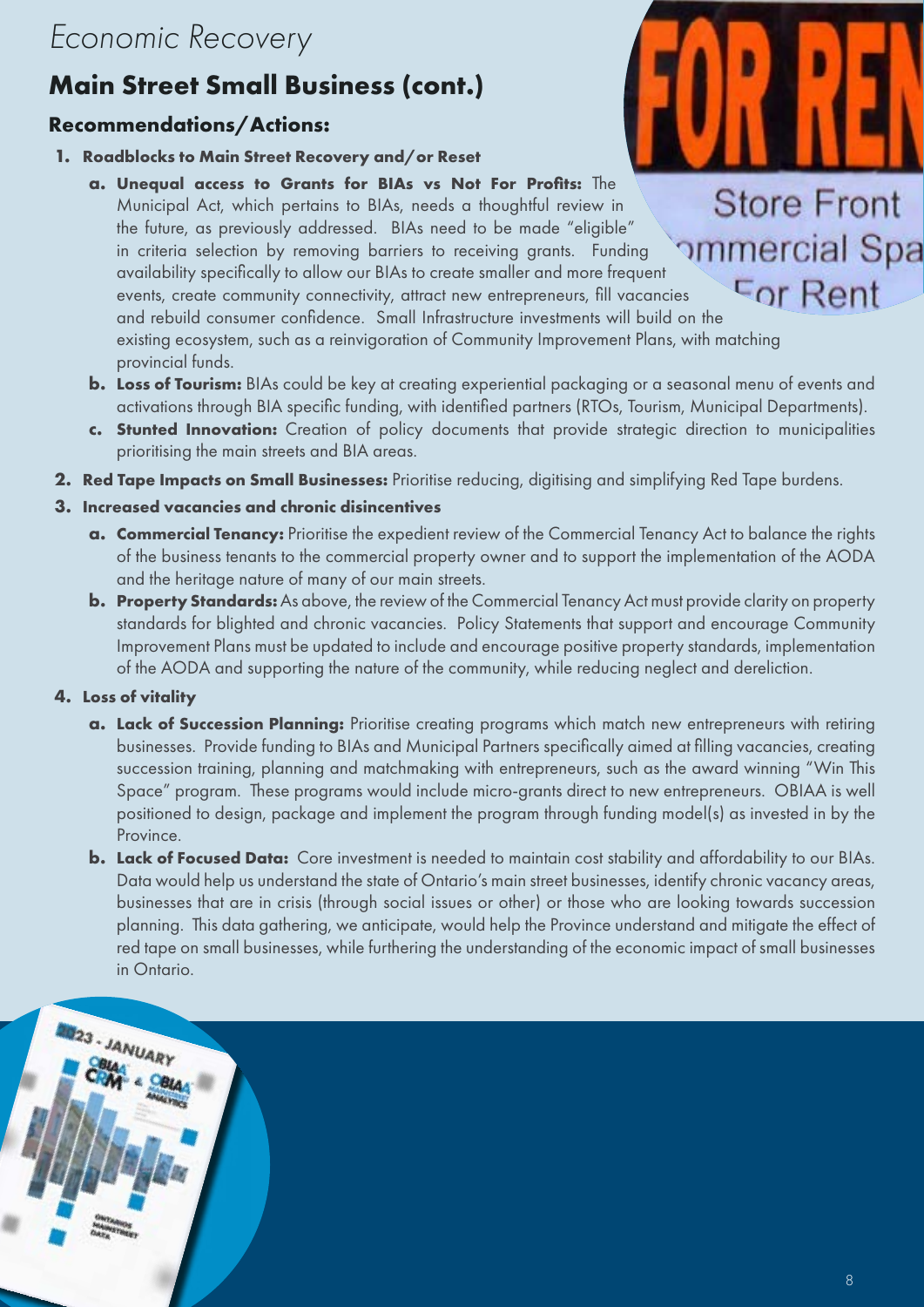# Economic Recovery

## Main Street Small Business (cont.)

### Recommendations/Actions:

1. **Roadblocks to Main Street Recovery and/or Reset**
    a. **Unequal access to Grants for BIAs vs Not For Profits:** The Municipal Act, which pertains to BIAs, needs a thoughtful review in the future, as previously addressed. BIAs need to be made "eligible" in criteria selection by removing barriers to receiving grants. Funding availability specifically to allow our BIAs to create smaller and more frequent events, create community connectivity, attract new entrepreneurs, fill vacancies and rebuild consumer confidence. Small Infrastructure investments will build on the existing ecosystem, such as a reinvigoration of Community Improvement Plans, with matching provincial funds.
    b. **Loss of Tourism:** BIAs could be key at creating experiential packaging or a seasonal menu of events and activations through BIA specific funding, with identified partners (RTOs, Tourism, Municipal Departments).
    c. **Stunted Innovation:** Creation of policy documents that provide strategic direction to municipalities prioritising the main streets and BIA areas.
2. **Red Tape Impacts on Small Businesses:** Prioritise reducing, digitising and simplifying Red Tape burdens.
3. **Increased vacancies and chronic disincentives**
    a. **Commercial Tenancy:** Prioritise the expedient review of the Commercial Tenancy Act to balance the rights of the business tenants to the commercial property owner and to support the implementation of the AODA and the heritage nature of many of our main streets.
    b. **Property Standards:** As above, the review of the Commercial Tenancy Act must provide clarity on property standards for blighted and chronic vacancies. Policy Statements that support and encourage Community Improvement Plans must be updated to include and encourage positive property standards, implementation of the AODA and supporting the nature of the community, while reducing neglect and dereliction.
4. **Loss of vitality**
    a. **Lack of Succession Planning:** Prioritise creating programs which match new entrepreneurs with retiring businesses. Provide funding to BIAs and Municipal Partners specifically aimed at filling vacancies, creating succession training, planning and matchmaking with entrepreneurs, such as the award winning "Win This Space" program. These programs would include micro-grants direct to new entrepreneurs. OBIAA is well positioned to design, package and implement the program through funding model(s) as invested in by the Province.
    b. **Lack of Focused Data:** Core investment is needed to maintain cost stability and affordability to our BIAs. Data would help us understand the state of Ontario's main street businesses, identify chronic vacancy areas, businesses that are in crisis (through social issues or other) or those who are looking towards succession planning. This data gathering, we anticipate, would help the Province understand and mitigate the effect of red tape on small businesses, while furthering the understanding of the economic impact of small businesses in Ontario.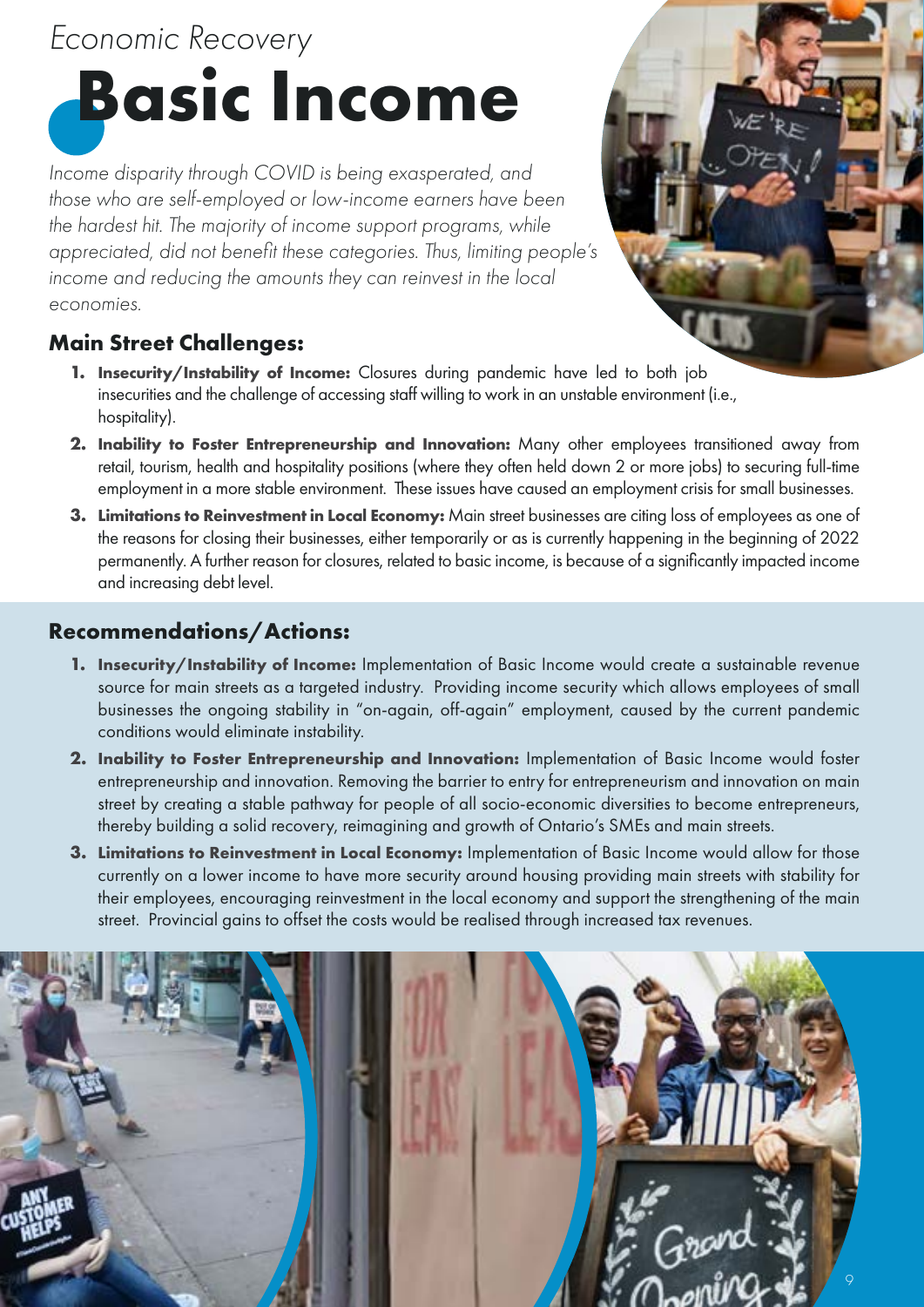*Economic Recovery*

# Basic Income

*Income disparity through COVID is being exasperated, and those who are self-employed or low-income earners have been the hardest hit. The majority of income support programs, while appreciated, did not benefit these categories. Thus, limiting people's income and reducing the amounts they can reinvest in the local economies.*

## Main Street Challenges:

1. **Insecurity/Instability of Income:** Closures during pandemic have led to both job insecurities and the challenge of accessing staff willing to work in an unstable environment (i.e., hospitality).
2. **Inability to Foster Entrepreneurship and Innovation:** Many other employees transitioned away from retail, tourism, health and hospitality positions (where they often held down 2 or more jobs) to securing full-time employment in a more stable environment. These issues have caused an employment crisis for small businesses.
3. **Limitations to Reinvestment in Local Economy:** Main street businesses are citing loss of employees as one of the reasons for closing their businesses, either temporarily or as is currently happening in the beginning of 2022 permanently. A further reason for closures, related to basic income, is because of a significantly impacted income and increasing debt level.

## Recommendations/Actions:

1. **Insecurity/Instability of Income:** Implementation of Basic Income would create a sustainable revenue source for main streets as a targeted industry. Providing income security which allows employees of small businesses the ongoing stability in "on-again, off-again" employment, caused by the current pandemic conditions would eliminate instability.
2. **Inability to Foster Entrepreneurship and Innovation:** Implementation of Basic Income would foster entrepreneurship and innovation. Removing the barrier to entry for entrepreneurism and innovation on main street by creating a stable pathway for people of all socio-economic diversities to become entrepreneurs, thereby building a solid recovery, reimagining and growth of Ontario's SMEs and main streets.
3. **Limitations to Reinvestment in Local Economy:** Implementation of Basic Income would allow for those currently on a lower income to have more security around housing providing main streets with stability for their employees, encouraging reinvestment in the local economy and support the strengthening of the main street. Provincial gains to offset the costs would be realised through increased tax revenues.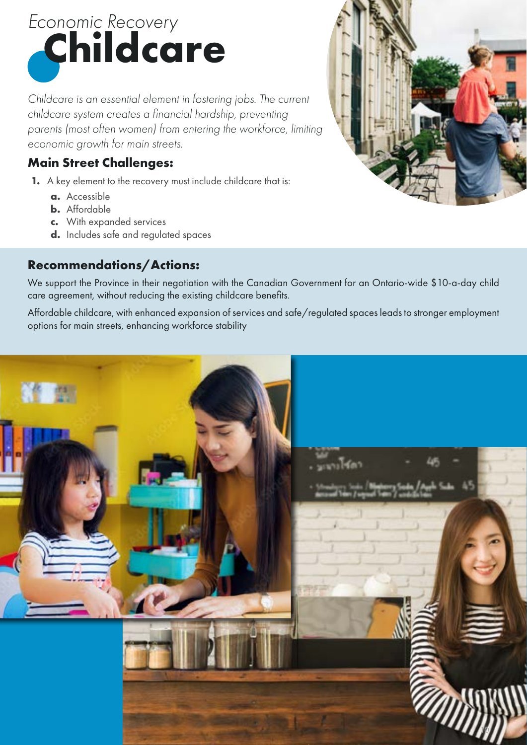# Economic Recovery
# Childcare

*Childcare is an essential element in fostering jobs. The current childcare system creates a financial hardship, preventing parents (most often women) from entering the workforce, limiting economic growth for main streets.*

## Main Street Challenges:

1. A key element to the recovery must include childcare that is:
   a. Accessible
   b. Affordable
   c. With expanded services
   d. Includes safe and regulated spaces

## Recommendations/Actions:

We support the Province in their negotiation with the Canadian Government for an Ontario-wide $10-a-day child care agreement, without reducing the existing childcare benefits.

Affordable childcare, with enhanced expansion of services and safe/regulated spaces leads to stronger employment options for main streets, enhancing workforce stability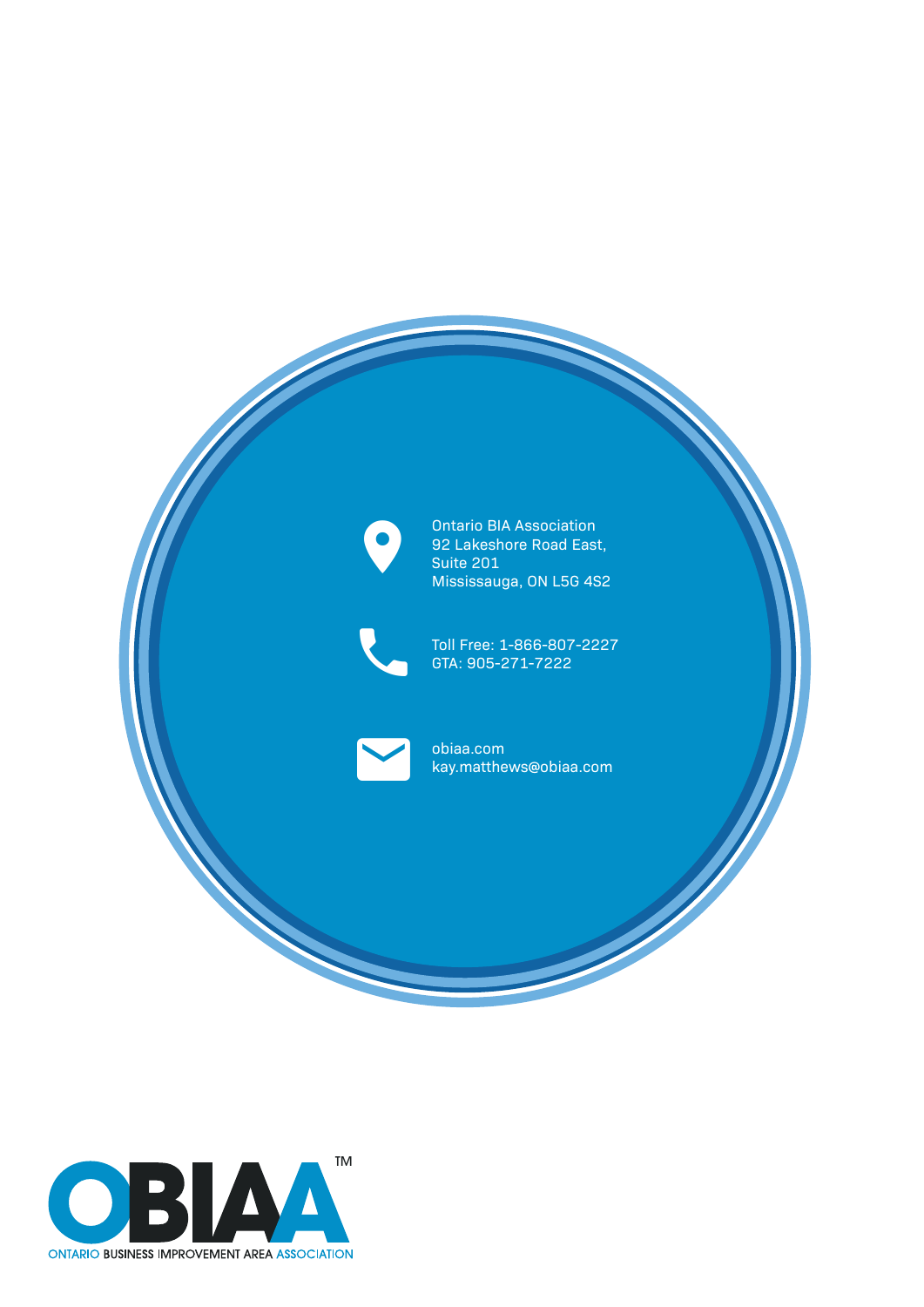Ontario BIA Association
92 Lakeshore Road East,
Suite 201
Mississauga, ON L5G 4S2

Toll Free: 1-866-807-2227
GTA: 905-271-7222

obiaa.com
kay.matthews@obiaa.com

OBIAA™
ONTARIO BUSINESS IMPROVEMENT AREA ASSOCIATION